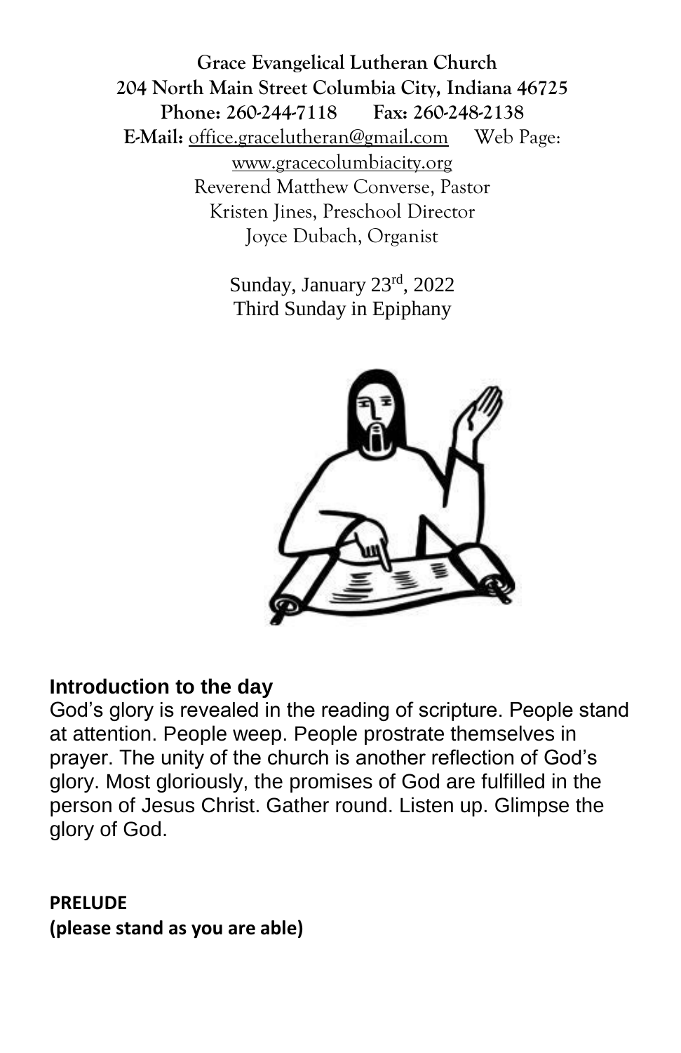**Grace Evangelical Lutheran Church**
**204 North Main Street Columbia City, Indiana 46725**
**Phone: 260-244-7118 Fax: 260-248-2138**
**E-Mail:** office.gracelutheran@gmail.com Web Page: www.gracecolumbiacity.org
Reverend Matthew Converse, Pastor
Kristen Jines, Preschool Director
Joyce Dubach, Organist

Sunday, January 23rd, 2022
Third Sunday in Epiphany

## Introduction to the day

God's glory is revealed in the reading of scripture. People stand at attention. People weep. People prostrate themselves in prayer. The unity of the church is another reflection of God's glory. Most gloriously, the promises of God are fulfilled in the person of Jesus Christ. Gather round. Listen up. Glimpse the glory of God.

**PRELUDE**
**(please stand as you are able)**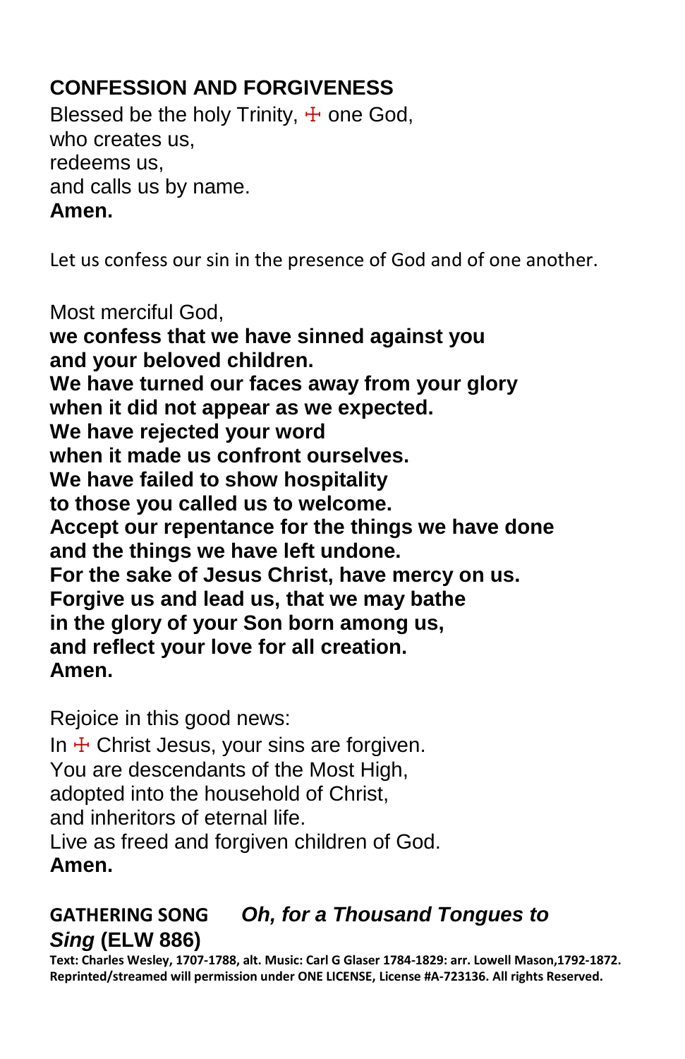## CONFESSION AND FORGIVENESS

Blessed be the holy Trinity, ☩ one God,
who creates us,
redeems us,
and calls us by name.
**Amen.**

Let us confess our sin in the presence of God and of one another.

Most merciful God,
**we confess that we have sinned against you**
**and your beloved children.**
**We have turned our faces away from your glory**
**when it did not appear as we expected.**
**We have rejected your word**
**when it made us confront ourselves.**
**We have failed to show hospitality**
**to those you called us to welcome.**
**Accept our repentance for the things we have done**
**and the things we have left undone.**
**For the sake of Jesus Christ, have mercy on us.**
**Forgive us and lead us, that we may bathe**
**in the glory of your Son born among us,**
**and reflect your love for all creation.**
**Amen.**

Rejoice in this good news:
In ☩ Christ Jesus, your sins are forgiven.
You are descendants of the Most High,
adopted into the household of Christ,
and inheritors of eternal life.
Live as freed and forgiven children of God.
**Amen.**

## GATHERING SONG *Oh, for a Thousand Tongues to Sing* (ELW 886)

**Text: Charles Wesley, 1707-1788, alt. Music: Carl G Glaser 1784-1829: arr. Lowell Mason,1792-1872. Reprinted/streamed will permission under ONE LICENSE, License #A-723136. All rights Reserved.**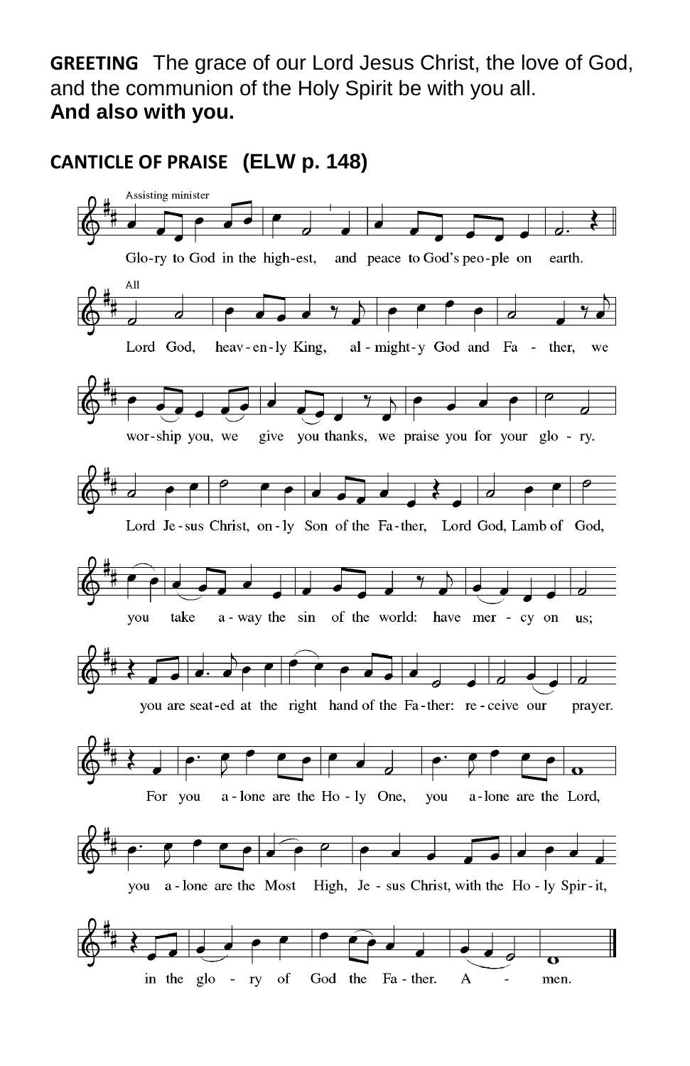**GREETING** The grace of our Lord Jesus Christ, the love of God, and the communion of the Holy Spirit be with you all.
**And also with you.**

**CANTICLE OF PRAISE (ELW p. 148)**

Assisting minister

Glo-ry to God in the high-est, and peace to God's peo-ple on earth.

All

Lord God, heav-en-ly King, al-might-y God and Fa - ther, we wor-ship you, we give you thanks, we praise you for your glo - ry.

Lord Je-sus Christ, on-ly Son of the Fa-ther, Lord God, Lamb of God, you take a-way the sin of the world: have mer - cy on us; you are seat-ed at the right hand of the Fa-ther: re-ceive our prayer.

For you a-lone are the Ho-ly One, you a-lone are the Lord, you a-lone are the Most High, Je - sus Christ, with the Ho-ly Spir-it, in the glo - ry of God the Fa-ther. A - men.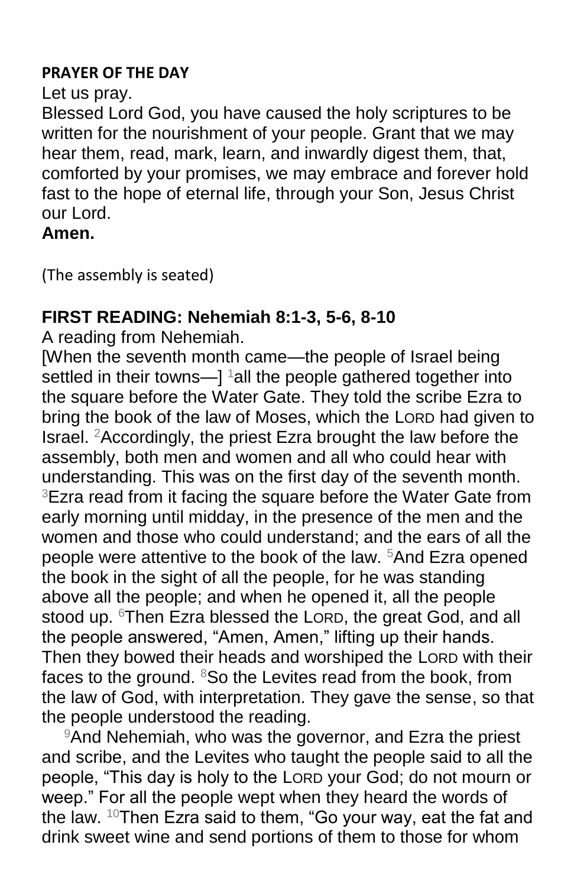**PRAYER OF THE DAY**

Let us pray.

Blessed Lord God, you have caused the holy scriptures to be written for the nourishment of your people. Grant that we may hear them, read, mark, learn, and inwardly digest them, that, comforted by your promises, we may embrace and forever hold fast to the hope of eternal life, through your Son, Jesus Christ our Lord.

**Amen.**

(The assembly is seated)

## FIRST READING: Nehemiah 8:1-3, 5-6, 8-10

A reading from Nehemiah.

[When the seventh month came—the people of Israel being settled in their towns—] [1]all the people gathered together into the square before the Water Gate. They told the scribe Ezra to bring the book of the law of Moses, which the LORD had given to Israel. [2]Accordingly, the priest Ezra brought the law before the assembly, both men and women and all who could hear with understanding. This was on the first day of the seventh month. [3]Ezra read from it facing the square before the Water Gate from early morning until midday, in the presence of the men and the women and those who could understand; and the ears of all the people were attentive to the book of the law. [5]And Ezra opened the book in the sight of all the people, for he was standing above all the people; and when he opened it, all the people stood up. [6]Then Ezra blessed the LORD, the great God, and all the people answered, "Amen, Amen," lifting up their hands. Then they bowed their heads and worshiped the LORD with their faces to the ground. [8]So the Levites read from the book, from the law of God, with interpretation. They gave the sense, so that the people understood the reading.

[9]And Nehemiah, who was the governor, and Ezra the priest and scribe, and the Levites who taught the people said to all the people, "This day is holy to the LORD your God; do not mourn or weep." For all the people wept when they heard the words of the law. [10]Then Ezra said to them, "Go your way, eat the fat and drink sweet wine and send portions of them to those for whom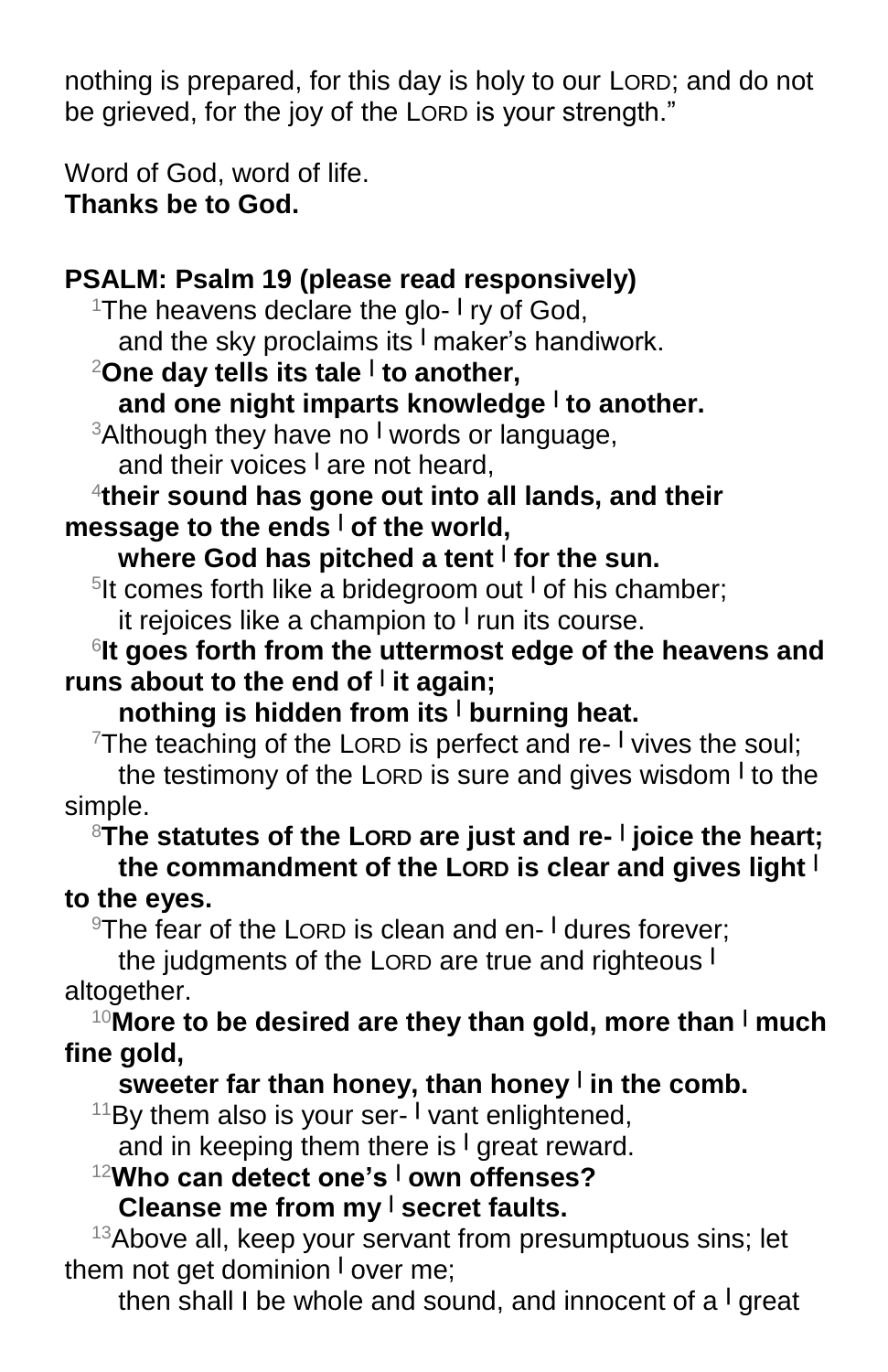nothing is prepared, for this day is holy to our LORD; and do not be grieved, for the joy of the LORD is your strength."

Word of God, word of life.
**Thanks be to God.**

**PSALM: Psalm 19 (please read responsively)**

[1]The heavens declare the glo- | ry of God,
and the sky proclaims its | maker's handiwork.

**[2]One day tells its tale | to another,**
**and one night imparts knowledge | to another.**

[3]Although they have no | words or language,
and their voices | are not heard,

**[4]their sound has gone out into all lands, and their message to the ends | of the world,**
**where God has pitched a tent | for the sun.**

[5]It comes forth like a bridegroom out | of his chamber;
it rejoices like a champion to | run its course.

**[6]It goes forth from the uttermost edge of the heavens and runs about to the end of | it again;**
**nothing is hidden from its | burning heat.**

[7]The teaching of the LORD is perfect and re- | vives the soul;
the testimony of the LORD is sure and gives wisdom | to the simple.

**[8]The statutes of the LORD are just and re- | joice the heart;**
**the commandment of the LORD is clear and gives light | to the eyes.**

[9]The fear of the LORD is clean and en- | dures forever;
the judgments of the LORD are true and righteous | altogether.

**[10]More to be desired are they than gold, more than | much fine gold,**
**sweeter far than honey, than honey | in the comb.**

[11]By them also is your ser- | vant enlightened,
and in keeping them there is | great reward.

**[12]Who can detect one's | own offenses?**
**Cleanse me from my | secret faults.**

[13]Above all, keep your servant from presumptuous sins; let them not get dominion | over me;
then shall I be whole and sound, and innocent of a | great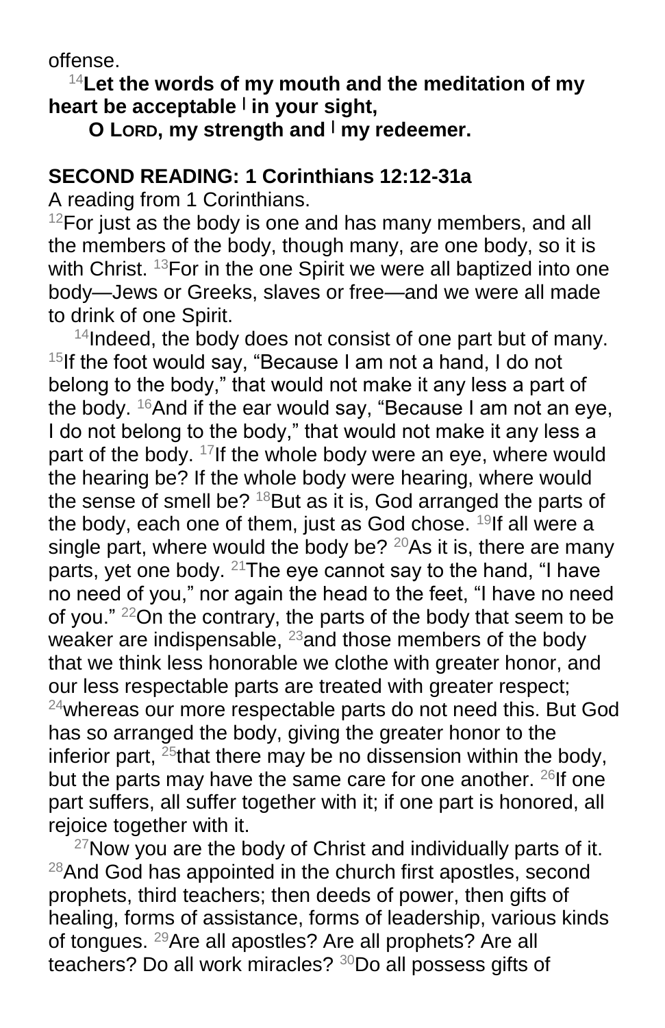offense.

[14]**Let the words of my mouth and the meditation of my heart be acceptable | in your sight,**
**O LORD, my strength and | my redeemer.**

**SECOND READING: 1 Corinthians 12:12-31a**

A reading from 1 Corinthians.

[12]For just as the body is one and has many members, and all the members of the body, though many, are one body, so it is with Christ. [13]For in the one Spirit we were all baptized into one body—Jews or Greeks, slaves or free—and we were all made to drink of one Spirit.

[14]Indeed, the body does not consist of one part but of many. [15]If the foot would say, "Because I am not a hand, I do not belong to the body," that would not make it any less a part of the body. [16]And if the ear would say, "Because I am not an eye, I do not belong to the body," that would not make it any less a part of the body. [17]If the whole body were an eye, where would the hearing be? If the whole body were hearing, where would the sense of smell be? [18]But as it is, God arranged the parts of the body, each one of them, just as God chose. [19]If all were a single part, where would the body be? [20]As it is, there are many parts, yet one body. [21]The eye cannot say to the hand, "I have no need of you," nor again the head to the feet, "I have no need of you." [22]On the contrary, the parts of the body that seem to be weaker are indispensable, [23]and those members of the body that we think less honorable we clothe with greater honor, and our less respectable parts are treated with greater respect; [24]whereas our more respectable parts do not need this. But God has so arranged the body, giving the greater honor to the inferior part, [25]that there may be no dissension within the body, but the parts may have the same care for one another. [26]If one part suffers, all suffer together with it; if one part is honored, all rejoice together with it.

[27]Now you are the body of Christ and individually parts of it. [28]And God has appointed in the church first apostles, second prophets, third teachers; then deeds of power, then gifts of healing, forms of assistance, forms of leadership, various kinds of tongues. [29]Are all apostles? Are all prophets? Are all teachers? Do all work miracles? [30]Do all possess gifts of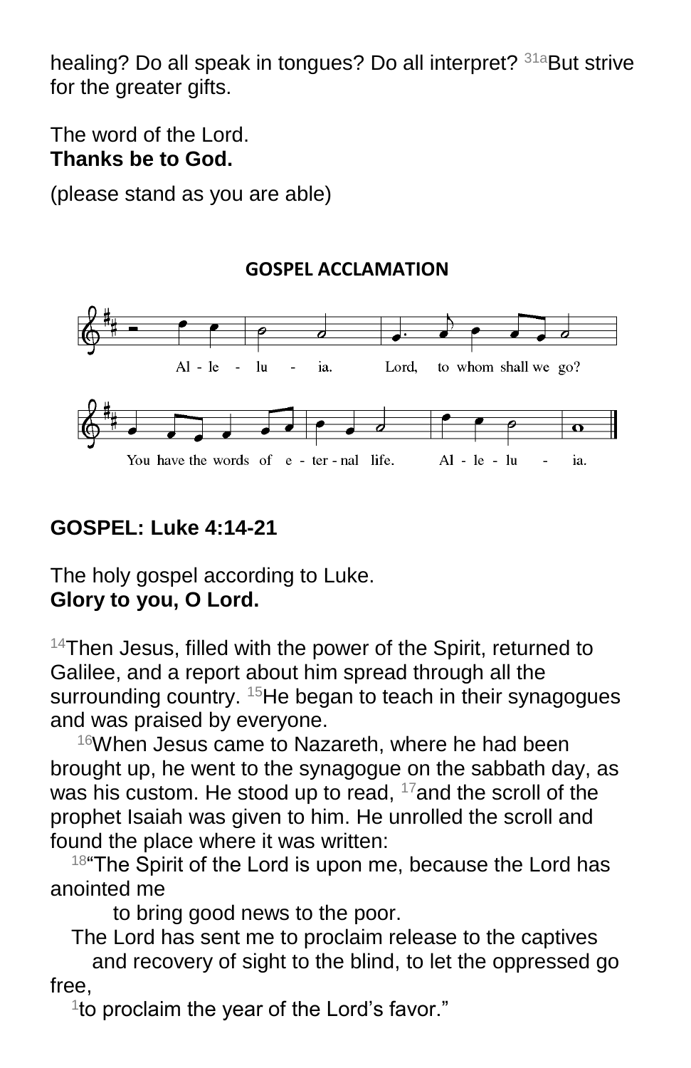healing? Do all speak in tongues? Do all interpret? [31a]But strive for the greater gifts.

The word of the Lord.
**Thanks be to God.**

(please stand as you are able)

## GOSPEL ACCLAMATION

Al - le - lu - ia. Lord, to whom shall we go?
You have the words of e - ter - nal life. Al - le - lu - ia.

**GOSPEL: Luke 4:14-21**

The holy gospel according to Luke.
**Glory to you, O Lord.**

[14]Then Jesus, filled with the power of the Spirit, returned to Galilee, and a report about him spread through all the surrounding country. [15]He began to teach in their synagogues and was praised by everyone.

[16]When Jesus came to Nazareth, where he had been brought up, he went to the synagogue on the sabbath day, as was his custom. He stood up to read, [17]and the scroll of the prophet Isaiah was given to him. He unrolled the scroll and found the place where it was written:

[18]"The Spirit of the Lord is upon me, because the Lord has anointed me
to bring good news to the poor.
The Lord has sent me to proclaim release to the captives
and recovery of sight to the blind, to let the oppressed go free,
[1]to proclaim the year of the Lord's favor."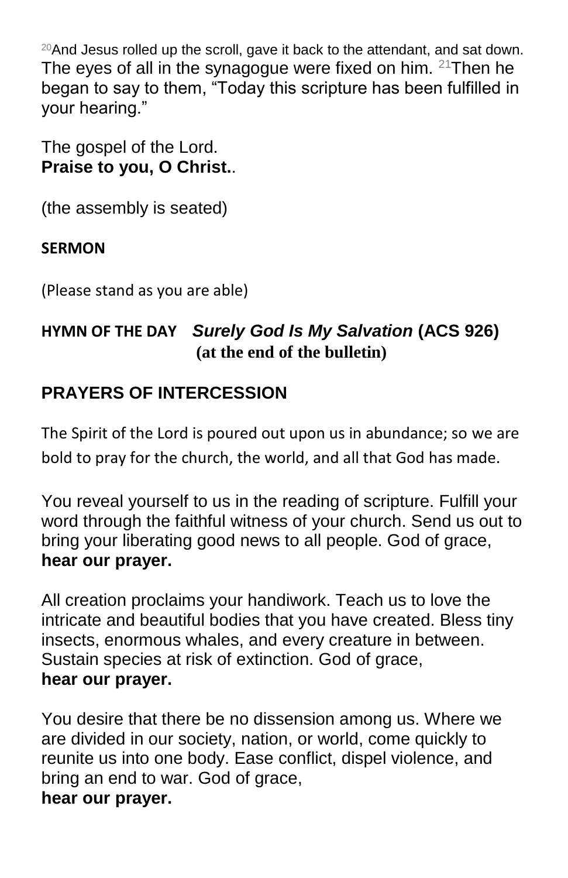[20]And Jesus rolled up the scroll, gave it back to the attendant, and sat down. The eyes of all in the synagogue were fixed on him. [21]Then he began to say to them, "Today this scripture has been fulfilled in your hearing."

The gospel of the Lord.
**Praise to you, O Christ.**.

(the assembly is seated)

**SERMON**

(Please stand as you are able)

**HYMN OF THE DAY** ***Surely God Is My Salvation*** **(ACS 926)**
**(at the end of the bulletin)**

## PRAYERS OF INTERCESSION

The Spirit of the Lord is poured out upon us in abundance; so we are bold to pray for the church, the world, and all that God has made.

You reveal yourself to us in the reading of scripture. Fulfill your word through the faithful witness of your church. Send us out to bring your liberating good news to all people. God of grace,
**hear our prayer.**

All creation proclaims your handiwork. Teach us to love the intricate and beautiful bodies that you have created. Bless tiny insects, enormous whales, and every creature in between. Sustain species at risk of extinction. God of grace,
**hear our prayer.**

You desire that there be no dissension among us. Where we are divided in our society, nation, or world, come quickly to reunite us into one body. Ease conflict, dispel violence, and bring an end to war. God of grace,
**hear our prayer.**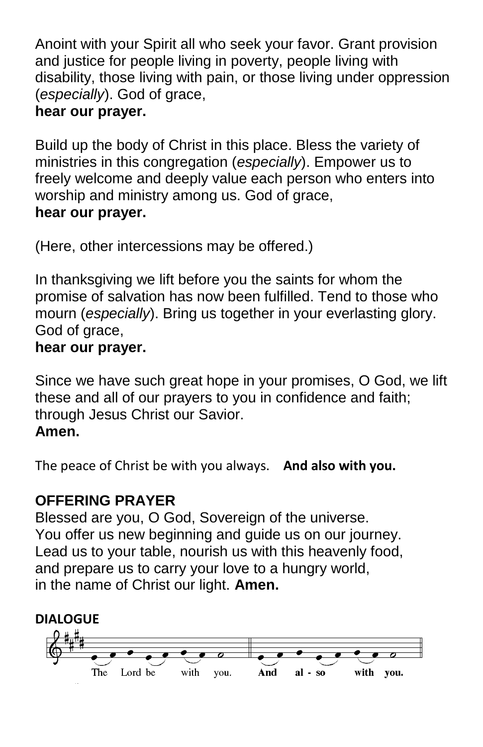Anoint with your Spirit all who seek your favor. Grant provision and justice for people living in poverty, people living with disability, those living with pain, or those living under oppression (*especially*). God of grace,
**hear our prayer.**

Build up the body of Christ in this place. Bless the variety of ministries in this congregation (*especially*). Empower us to freely welcome and deeply value each person who enters into worship and ministry among us. God of grace,
**hear our prayer.**

(Here, other intercessions may be offered.)

In thanksgiving we lift before you the saints for whom the promise of salvation has now been fulfilled. Tend to those who mourn (*especially*). Bring us together in your everlasting glory. God of grace,
**hear our prayer.**

Since we have such great hope in your promises, O God, we lift these and all of our prayers to you in confidence and faith; through Jesus Christ our Savior.
**Amen.**

The peace of Christ be with you always. **And also with you.**

## OFFERING PRAYER

Blessed are you, O God, Sovereign of the universe.
You offer us new beginning and guide us on our journey.
Lead us to your table, nourish us with this heavenly food,
and prepare us to carry your love to a hungry world,
in the name of Christ our light. **Amen.**

**DIALOGUE**

The Lord be with you. **And also with you.**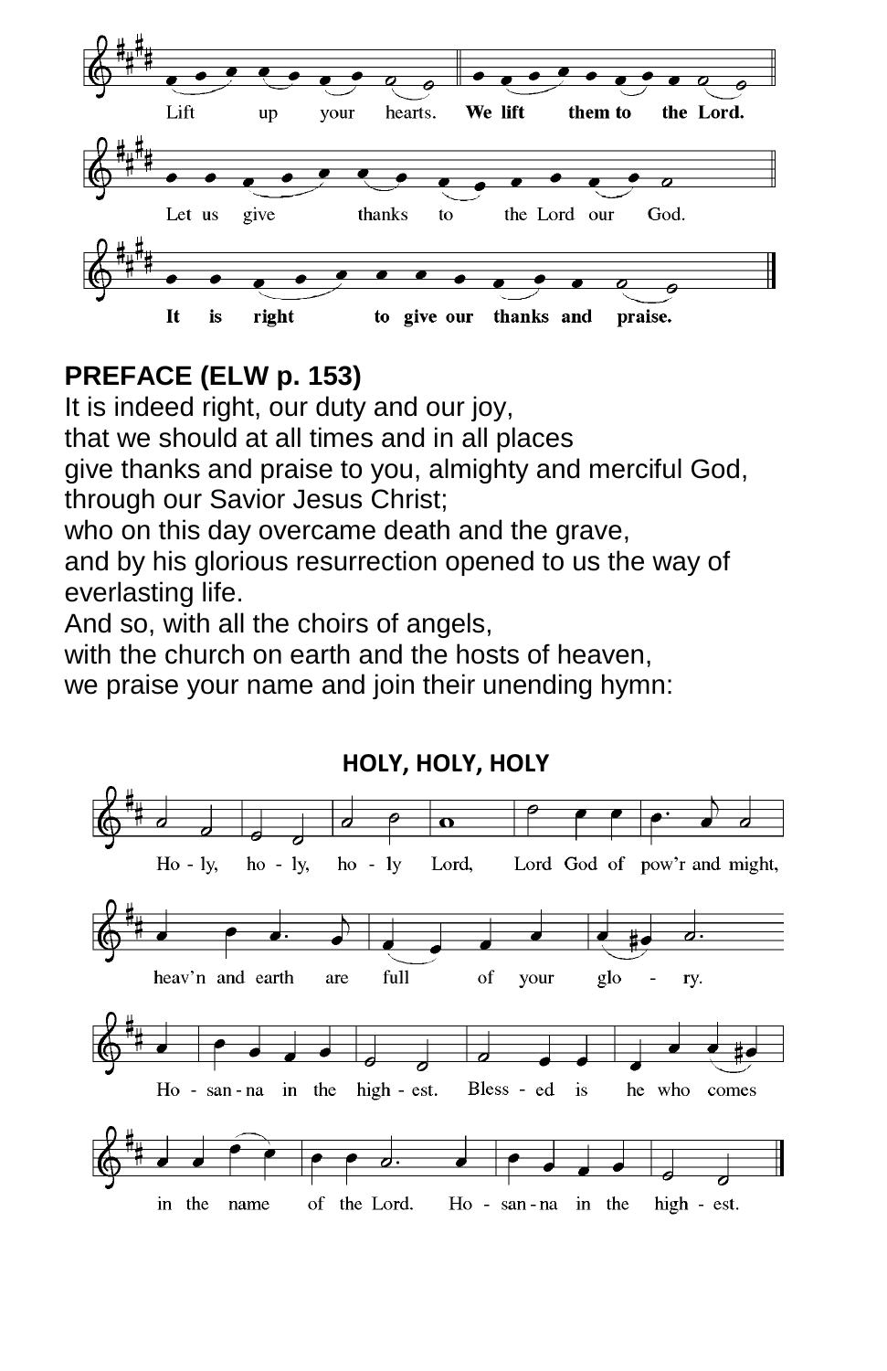Lift up your hearts. **We lift them to the Lord.**

Let us give thanks to the Lord our God.

**It is right to give our thanks and praise.**

**PREFACE (ELW p. 153)**

It is indeed right, our duty and our joy,
that we should at all times and in all places
give thanks and praise to you, almighty and merciful God,
through our Savior Jesus Christ;
who on this day overcame death and the grave,
and by his glorious resurrection opened to us the way of everlasting life.
And so, with all the choirs of angels,
with the church on earth and the hosts of heaven,
we praise your name and join their unending hymn:

**HOLY, HOLY, HOLY**

Ho - ly, ho - ly, ho - ly Lord, Lord God of pow'r and might,
heav'n and earth are full of your glo - ry.
Ho - san - na in the high - est. Bless - ed is he who comes
in the name of the Lord. Ho - san - na in the high - est.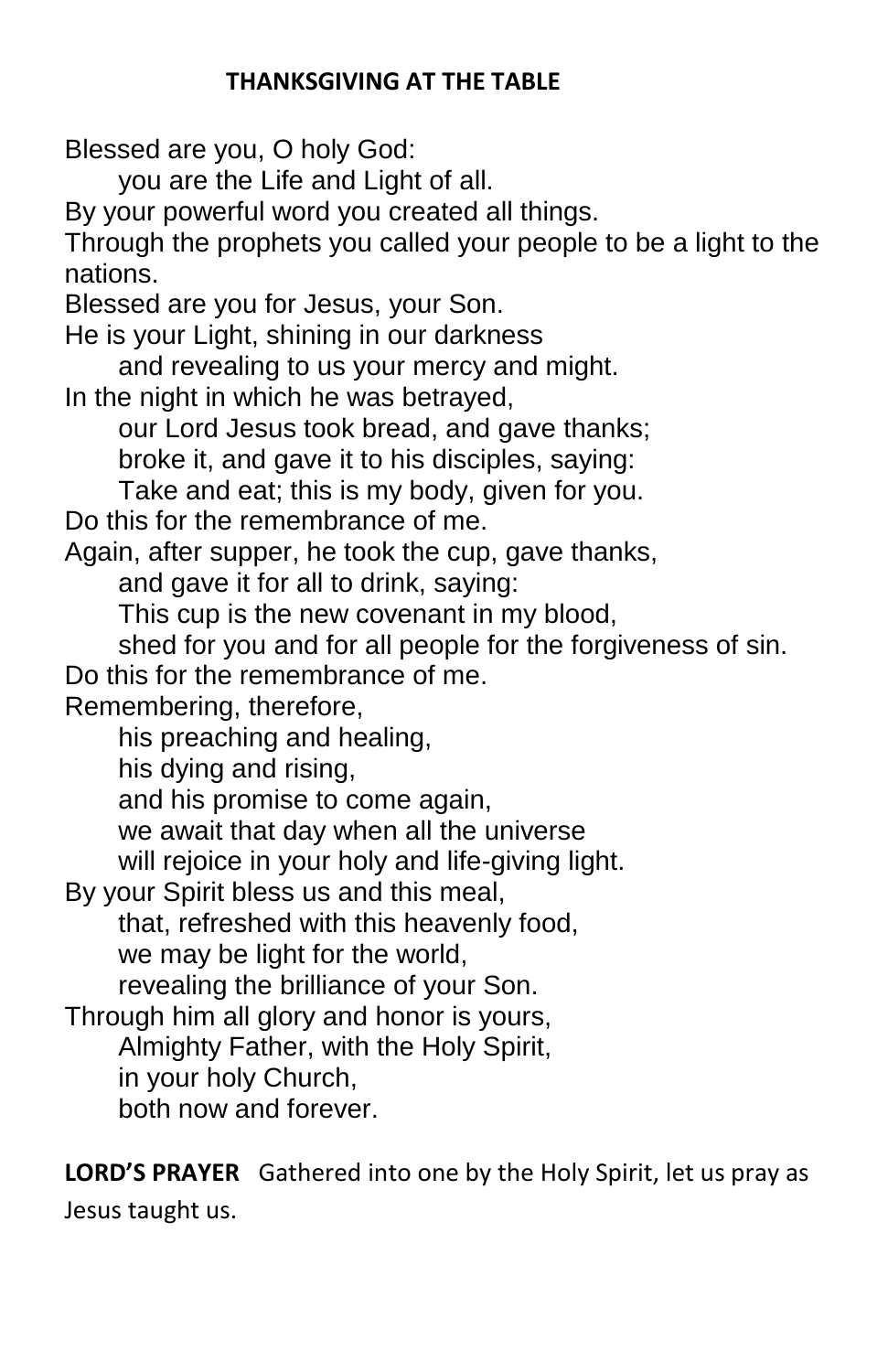## THANKSGIVING AT THE TABLE

Blessed are you, O holy God:
  you are the Life and Light of all.
By your powerful word you created all things.
Through the prophets you called your people to be a light to the nations.
Blessed are you for Jesus, your Son.
He is your Light, shining in our darkness
  and revealing to us your mercy and might.
In the night in which he was betrayed,
  our Lord Jesus took bread, and gave thanks;
  broke it, and gave it to his disciples, saying:
  Take and eat; this is my body, given for you.
Do this for the remembrance of me.
Again, after supper, he took the cup, gave thanks,
  and gave it for all to drink, saying:
  This cup is the new covenant in my blood,
  shed for you and for all people for the forgiveness of sin.
Do this for the remembrance of me.
Remembering, therefore,
  his preaching and healing,
  his dying and rising,
  and his promise to come again,
  we await that day when all the universe
  will rejoice in your holy and life-giving light.
By your Spirit bless us and this meal,
  that, refreshed with this heavenly food,
  we may be light for the world,
  revealing the brilliance of your Son.
Through him all glory and honor is yours,
  Almighty Father, with the Holy Spirit,
  in your holy Church,
  both now and forever.

**LORD'S PRAYER** Gathered into one by the Holy Spirit, let us pray as Jesus taught us.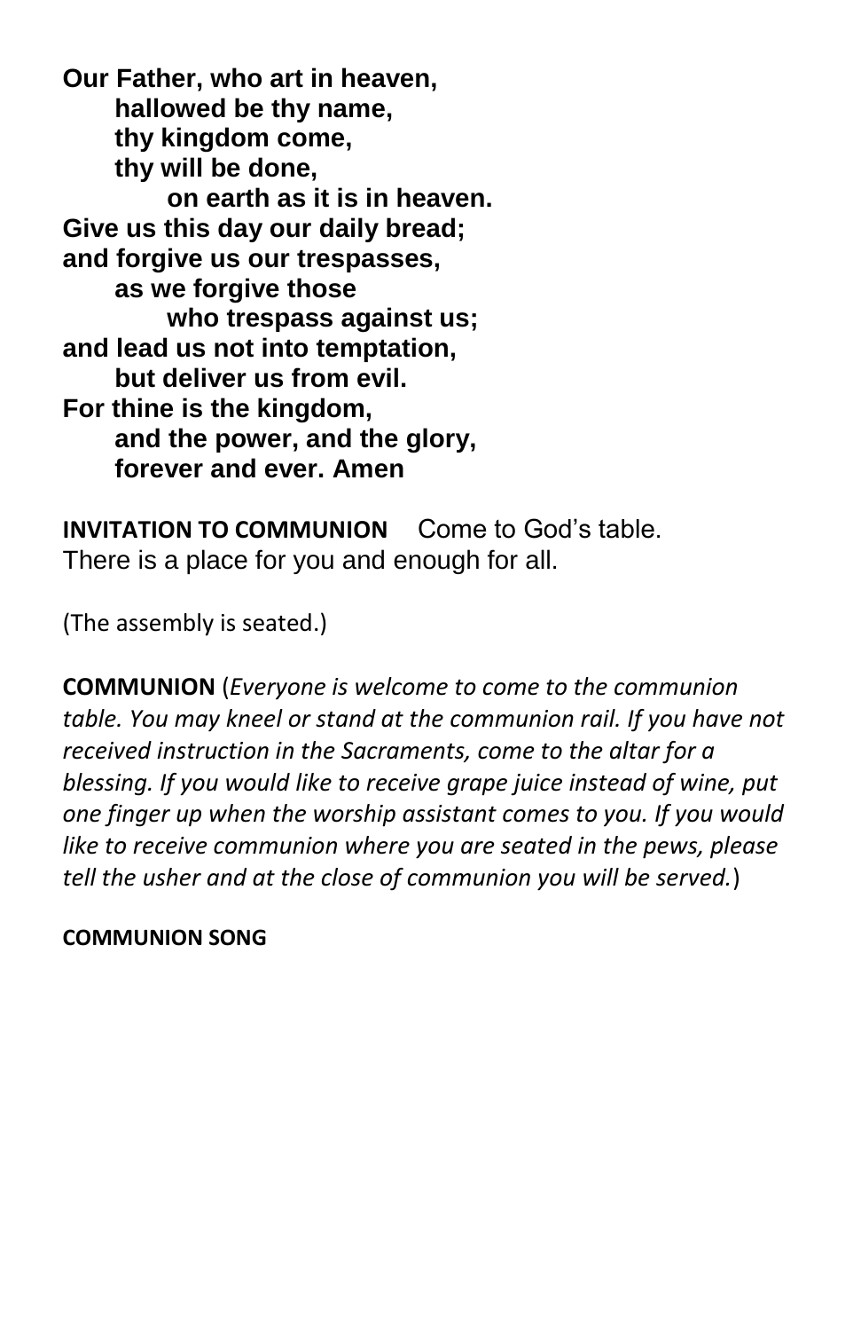**Our Father, who art in heaven,**
**hallowed be thy name,**
**thy kingdom come,**
**thy will be done,**
**on earth as it is in heaven.**
**Give us this day our daily bread;**
**and forgive us our trespasses,**
**as we forgive those**
**who trespass against us;**
**and lead us not into temptation,**
**but deliver us from evil.**
**For thine is the kingdom,**
**and the power, and the glory,**
**forever and ever. Amen**

**INVITATION TO COMMUNION** Come to God's table. There is a place for you and enough for all.

(The assembly is seated.)

**COMMUNION** (*Everyone is welcome to come to the communion table. You may kneel or stand at the communion rail. If you have not received instruction in the Sacraments, come to the altar for a blessing. If you would like to receive grape juice instead of wine, put one finger up when the worship assistant comes to you. If you would like to receive communion where you are seated in the pews, please tell the usher and at the close of communion you will be served.*)

**COMMUNION SONG**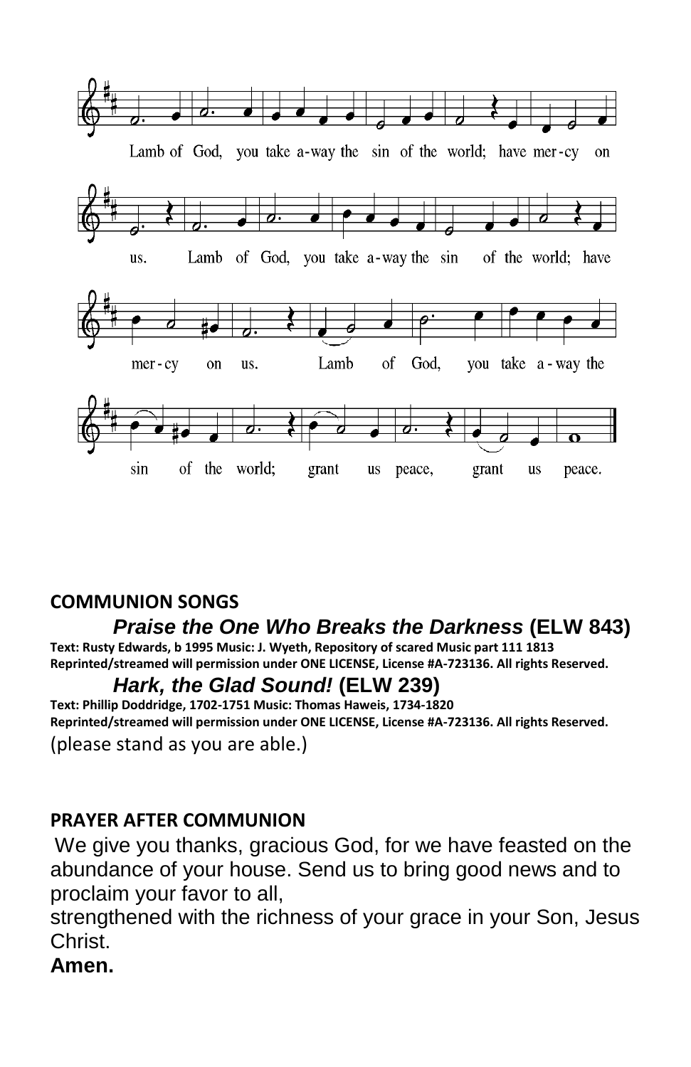Lamb of God, you take away the sin of the world; have mercy on us. Lamb of God, you take away the sin of the world; have mercy on us. Lamb of God, you take away the sin of the world; grant us peace, grant us peace.

**COMMUNION SONGS**

***Praise the One Who Breaks the Darkness*** **(ELW 843)**

**Text: Rusty Edwards, b 1995 Music: J. Wyeth, Repository of scared Music part 111 1813**
**Reprinted/streamed will permission under ONE LICENSE, License #A-723136. All rights Reserved.**

***Hark, the Glad Sound!*** **(ELW 239)**

**Text: Phillip Doddridge, 1702-1751 Music: Thomas Haweis, 1734-1820**
**Reprinted/streamed will permission under ONE LICENSE, License #A-723136. All rights Reserved.**

(please stand as you are able.)

**PRAYER AFTER COMMUNION**

We give you thanks, gracious God, for we have feasted on the abundance of your house. Send us to bring good news and to proclaim your favor to all,
strengthened with the richness of your grace in your Son, Jesus Christ.
**Amen.**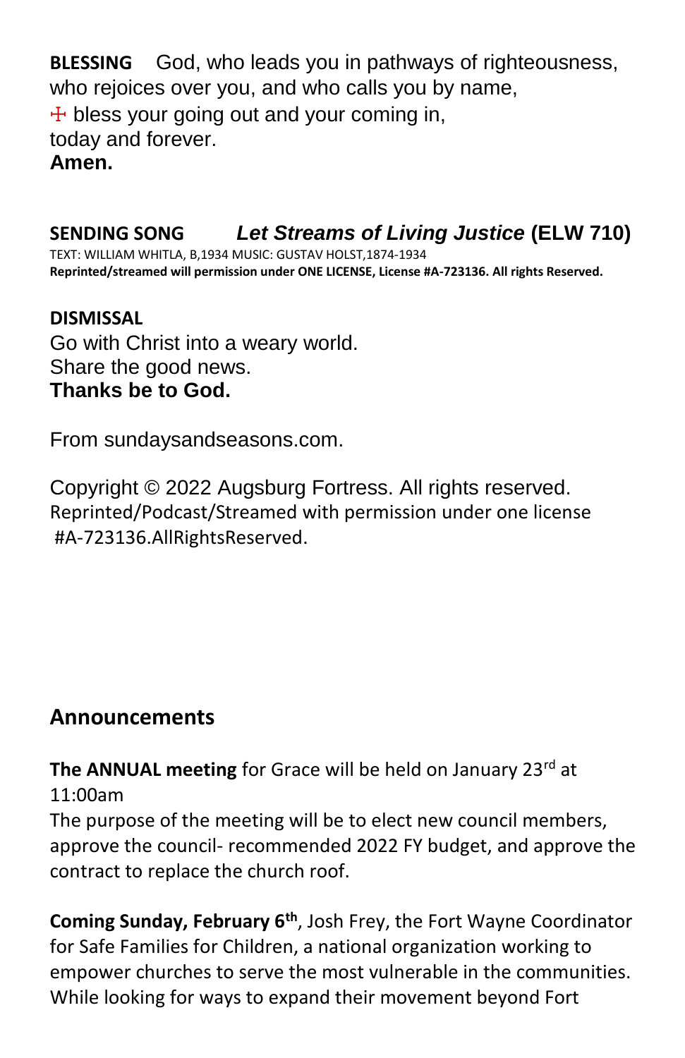**BLESSING** God, who leads you in pathways of righteousness,
who rejoices over you, and who calls you by name,
☩ bless your going out and your coming in,
today and forever.
**Amen.**

**SENDING SONG** ***Let Streams of Living Justice*** **(ELW 710)**
TEXT: WILLIAM WHITLA, B,1934 MUSIC: GUSTAV HOLST,1874-1934
**Reprinted/streamed will permission under ONE LICENSE, License #A-723136. All rights Reserved.**

**DISMISSAL**
Go with Christ into a weary world.
Share the good news.
**Thanks be to God.**

From sundaysandseasons.com.

Copyright © 2022 Augsburg Fortress. All rights reserved.
Reprinted/Podcast/Streamed with permission under one license
#A-723136.AllRightsReserved.

## Announcements

**The ANNUAL meeting** for Grace will be held on January 23rd at 11:00am
The purpose of the meeting will be to elect new council members, approve the council- recommended 2022 FY budget, and approve the contract to replace the church roof.

**Coming Sunday, February 6th**, Josh Frey, the Fort Wayne Coordinator for Safe Families for Children, a national organization working to empower churches to serve the most vulnerable in the communities. While looking for ways to expand their movement beyond Fort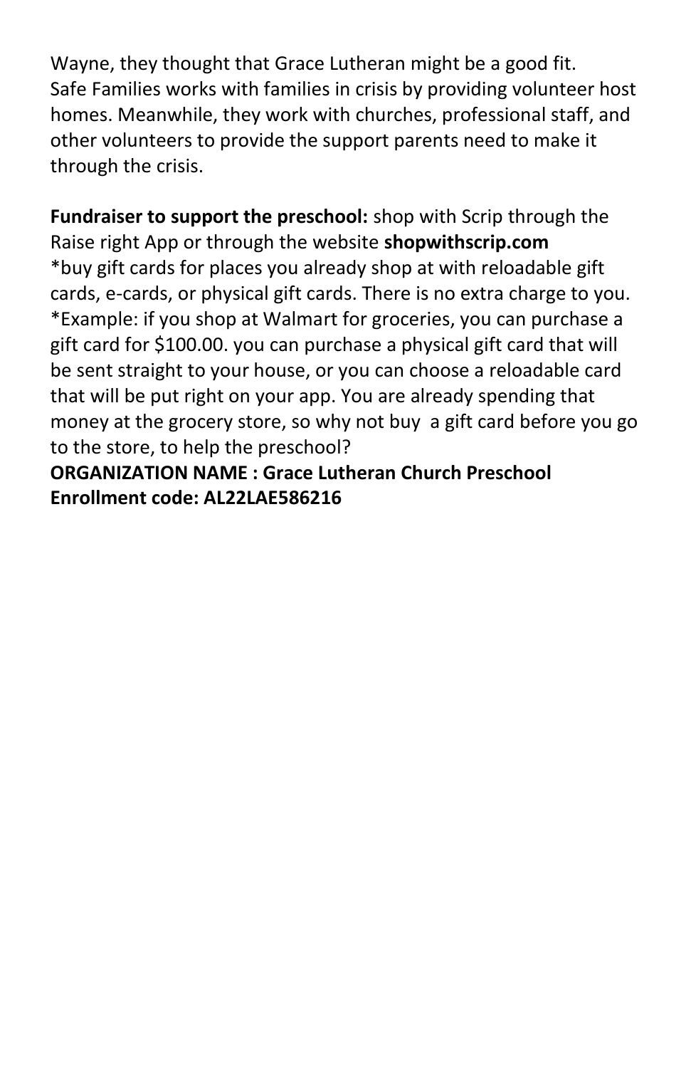Wayne, they thought that Grace Lutheran might be a good fit.
Safe Families works with families in crisis by providing volunteer host homes. Meanwhile, they work with churches, professional staff, and other volunteers to provide the support parents need to make it through the crisis.

**Fundraiser to support the preschool:** shop with Scrip through the Raise right App or through the website **shopwithscrip.com**
*buy gift cards for places you already shop at with reloadable gift cards, e-cards, or physical gift cards. There is no extra charge to you.
*Example: if you shop at Walmart for groceries, you can purchase a gift card for $100.00. you can purchase a physical gift card that will be sent straight to your house, or you can choose a reloadable card that will be put right on your app. You are already spending that money at the grocery store, so why not buy a gift card before you go to the store, to help the preschool?
**ORGANIZATION NAME : Grace Lutheran Church Preschool**
**Enrollment code: AL22LAE586216**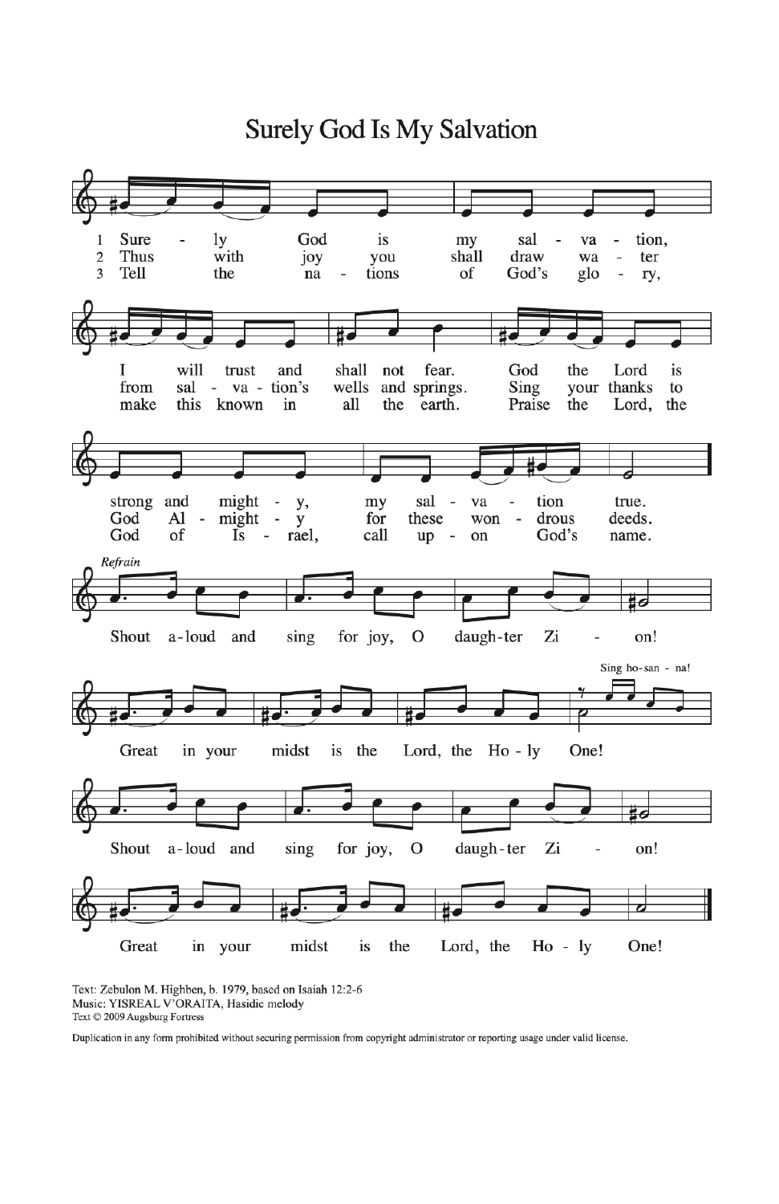# Surely God Is My Salvation

1 Surely God is my salvation, I will trust and shall not fear. God the Lord is strong and mighty, my salvation true.

2 Thus with joy you shall draw water from salvation's wells and springs. Sing your thanks to God Almighty for these wondrous deeds.

3 Tell the nations of God's glory, make this known in all the earth. Praise the Lord, the God of Israel, call upon God's name.

*Refrain*

Shout aloud and sing for joy, O daughter Zion! Great in your midst is the Lord, the Holy One! (Sing hosanna!)

Shout aloud and sing for joy, O daughter Zion! Great in your midst is the Lord, the Holy One!

Text: Zebulon M. Highben, b. 1979, based on Isaiah 12:2-6
Music: YISREAL V'ORAITA, Hasidic melody
Text © 2009 Augsburg Fortress

Duplication in any form prohibited without securing permission from copyright administrator or reporting usage under valid license.